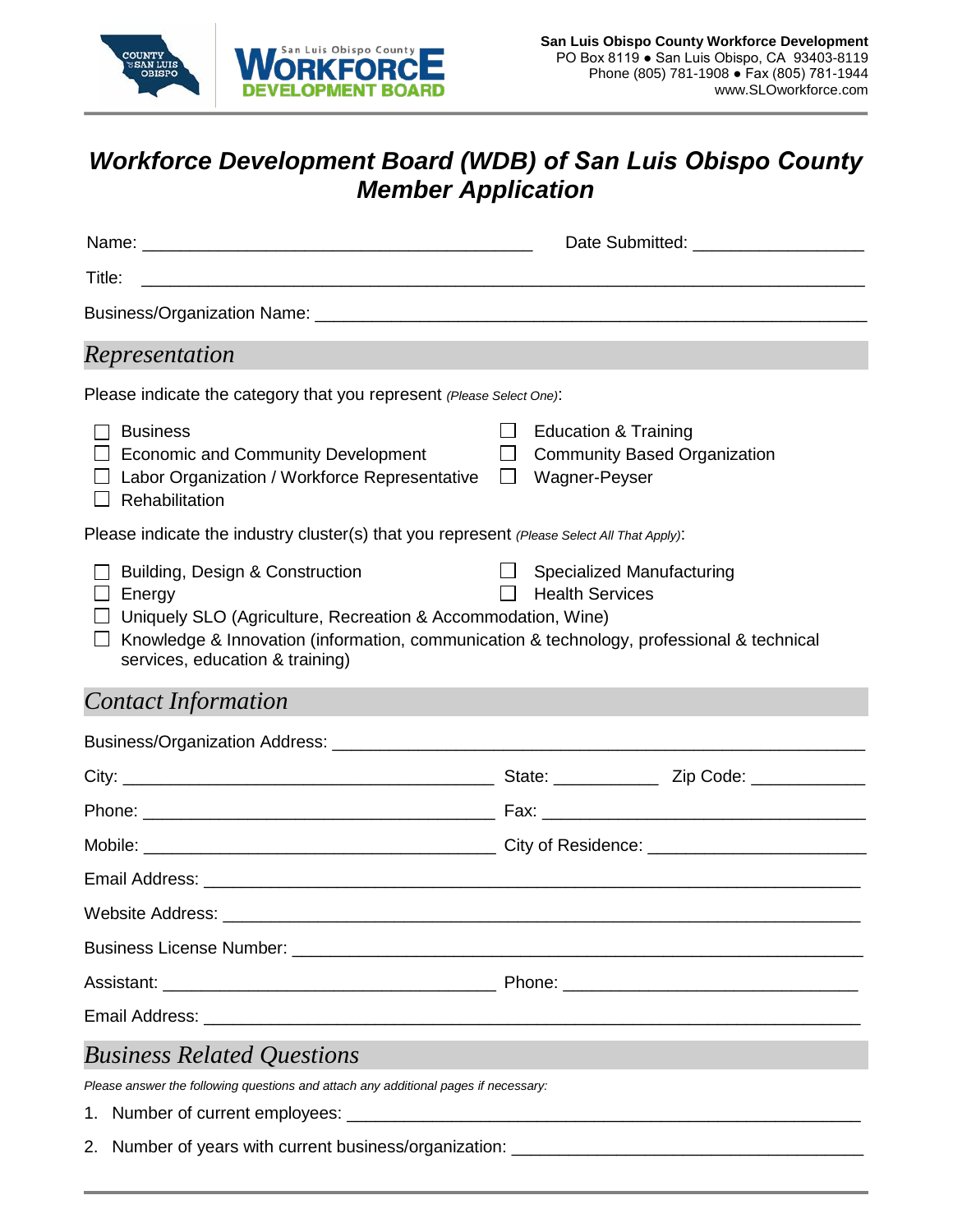San Luis Obispo County Workforce Development
PO Box 8119 ● San Luis Obispo, CA 93403-8119
Phone (805) 781-1908 ● Fax (805) 781-1944
www.SLOworkforce.com

# *Workforce Development Board (WDB) of San Luis Obispo County Member Application*

Name: ________________________________________ Date Submitted: _________________

Title: ______________________________________________________________________

Business/Organization Name: ______________________________________________________

## *Representation*

Please indicate the category that you represent *(Please Select One)*:

- ☐ Business
- ☐ Economic and Community Development
- ☐ Labor Organization / Workforce Representative
- ☐ Rehabilitation
- ☐ Education & Training
- ☐ Community Based Organization
- ☐ Wagner-Peyser

Please indicate the industry cluster(s) that you represent *(Please Select All That Apply)*:

- ☐ Building, Design & Construction
- ☐ Energy
- ☐ Specialized Manufacturing
- ☐ Health Services
- ☐ Uniquely SLO (Agriculture, Recreation & Accommodation, Wine)
- ☐ Knowledge & Innovation (information, communication & technology, professional & technical services, education & training)

## *Contact Information*

Business/Organization Address: ____________________________________________________

City: ______________________________________ State: ___________ Zip Code: ____________

Phone: ____________________________________ Fax: ___________________________________

Mobile: ____________________________________ City of Residence: _______________________

Email Address: ______________________________________________________________

Website Address: ____________________________________________________________

Business License Number: _____________________________________________________

Assistant: __________________________________ Phone: _________________________________

Email Address: ______________________________________________________________

## *Business Related Questions*

*Please answer the following questions and attach any additional pages if necessary:*

1. Number of current employees: ______________________________________________________
2. Number of years with current business/organization: _____________________________________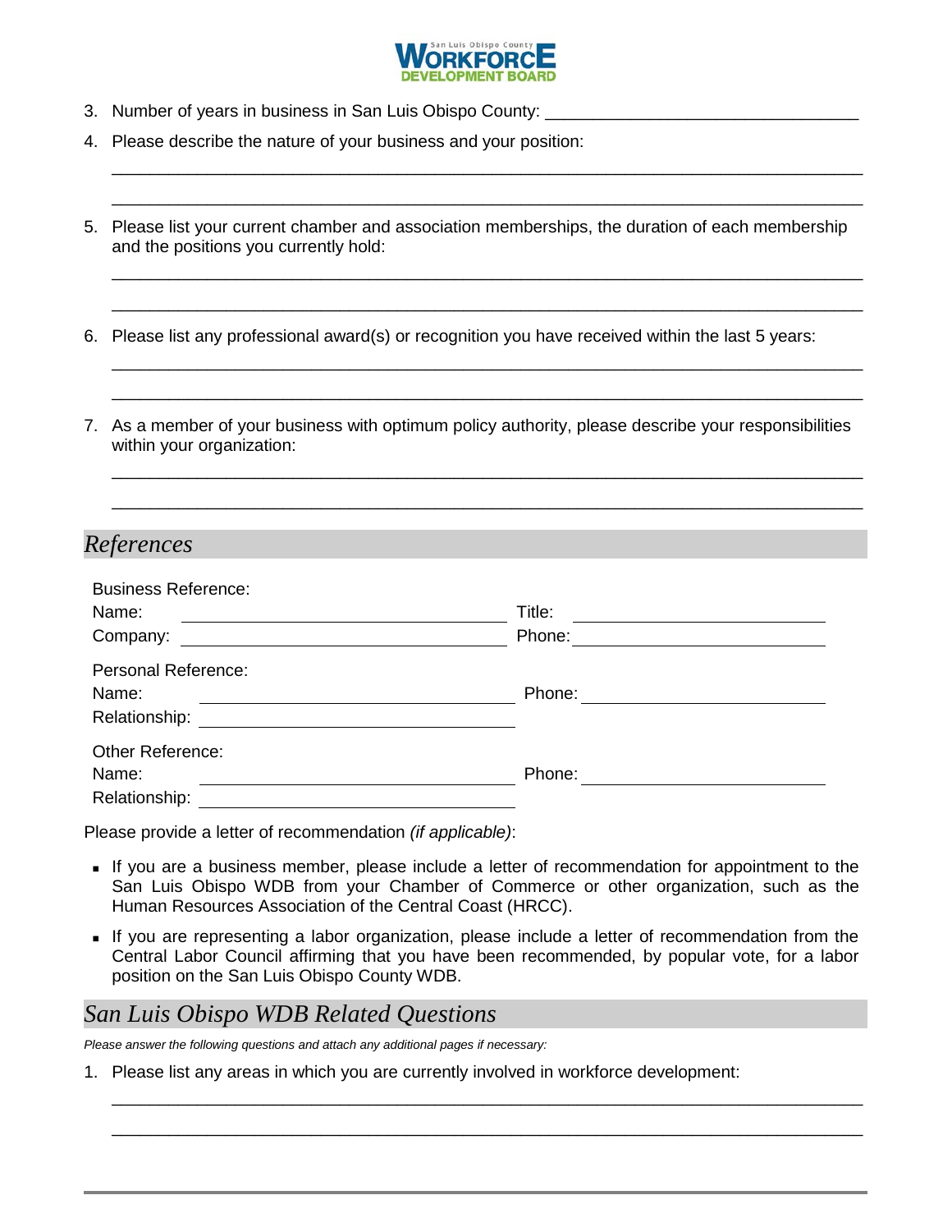3. Number of years in business in San Luis Obispo County: ________________________________

4. Please describe the nature of your business and your position:

   ______________________________________________________________________________

   ______________________________________________________________________________

5. Please list your current chamber and association memberships, the duration of each membership and the positions you currently hold:

   ______________________________________________________________________________

   ______________________________________________________________________________

6. Please list any professional award(s) or recognition you have received within the last 5 years:

   ______________________________________________________________________________

   ______________________________________________________________________________

7. As a member of your business with optimum policy authority, please describe your responsibilities within your organization:

   ______________________________________________________________________________

   ______________________________________________________________________________

## *References*

Business Reference:

Name: ______________________________ Title: ______________________________

Company: ______________________________ Phone: ______________________________

Personal Reference:

Name: ______________________________ Phone: ______________________________

Relationship: ______________________________

Other Reference:

Name: ______________________________ Phone: ______________________________

Relationship: ______________________________

Please provide a letter of recommendation *(if applicable)*:

- If you are a business member, please include a letter of recommendation for appointment to the San Luis Obispo WDB from your Chamber of Commerce or other organization, such as the Human Resources Association of the Central Coast (HRCC).
- If you are representing a labor organization, please include a letter of recommendation from the Central Labor Council affirming that you have been recommended, by popular vote, for a labor position on the San Luis Obispo County WDB.

## *San Luis Obispo WDB Related Questions*

*Please answer the following questions and attach any additional pages if necessary:*

1. Please list any areas in which you are currently involved in workforce development:

   ______________________________________________________________________________

   ______________________________________________________________________________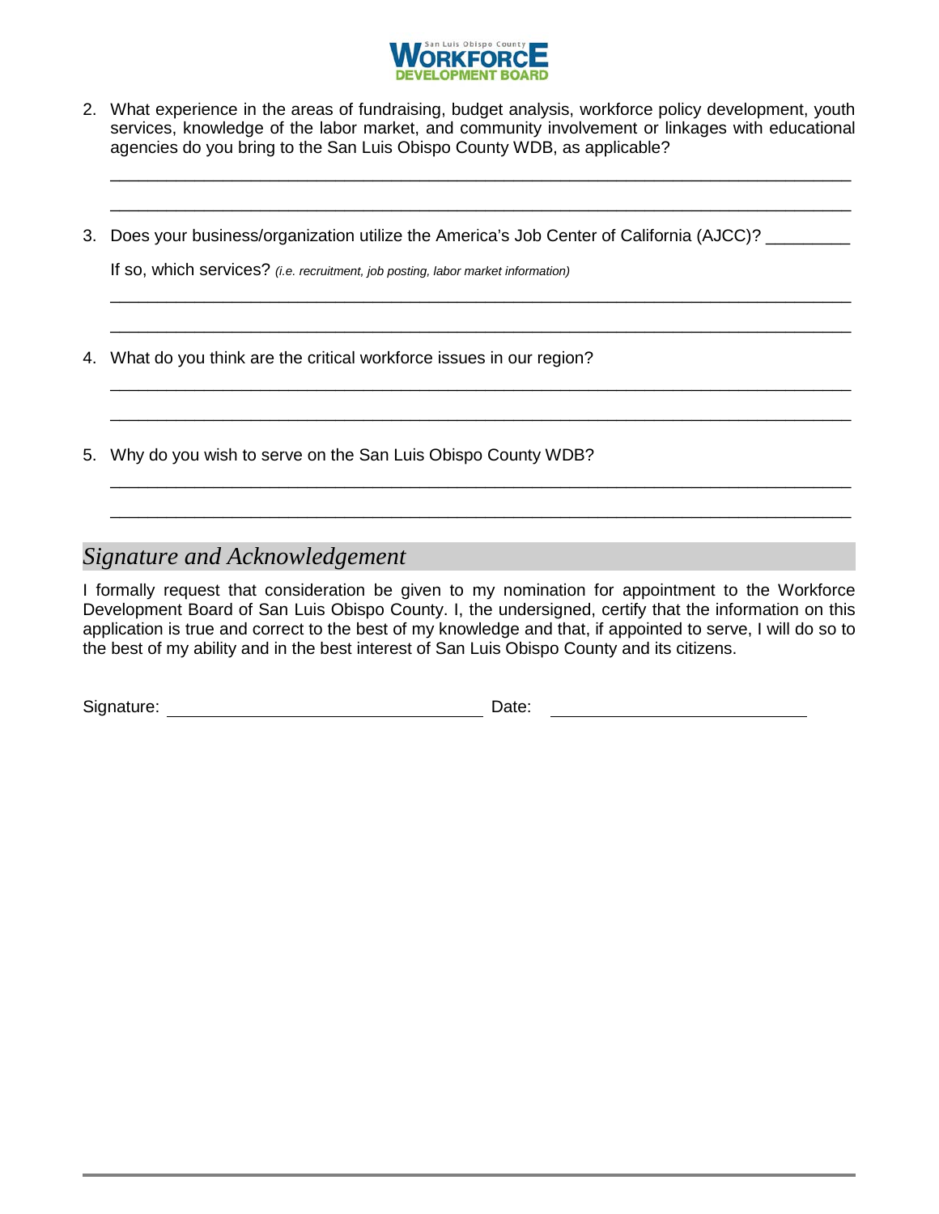2. What experience in the areas of fundraising, budget analysis, workforce policy development, youth services, knowledge of the labor market, and community involvement or linkages with educational agencies do you bring to the San Luis Obispo County WDB, as applicable?

   ___________________________________________________________________________

   ___________________________________________________________________________

3. Does your business/organization utilize the America's Job Center of California (AJCC)? _________

   If so, which services? *(i.e. recruitment, job posting, labor market information)*

   ___________________________________________________________________________

   ___________________________________________________________________________

4. What do you think are the critical workforce issues in our region?

   ___________________________________________________________________________

   ___________________________________________________________________________

5. Why do you wish to serve on the San Luis Obispo County WDB?

   ___________________________________________________________________________

   ___________________________________________________________________________

## *Signature and Acknowledgement*

I formally request that consideration be given to my nomination for appointment to the Workforce Development Board of San Luis Obispo County. I, the undersigned, certify that the information on this application is true and correct to the best of my knowledge and that, if appointed to serve, I will do so to the best of my ability and in the best interest of San Luis Obispo County and its citizens.

Signature: ______________________________ Date: ______________________